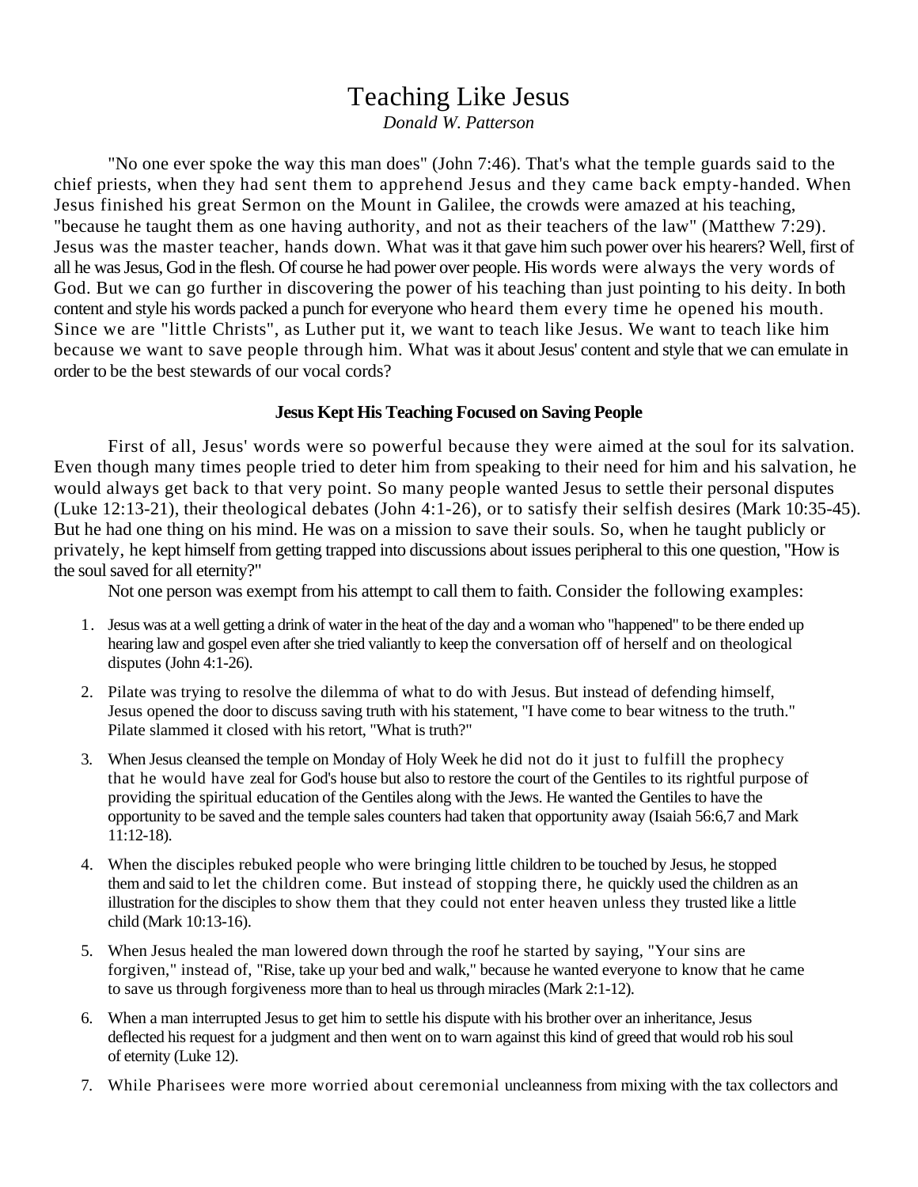# Teaching Like Jesus

*Donald W. Patterson*

"No one ever spoke the way this man does" (John 7:46). That's what the temple guards said to the chief priests, when they had sent them to apprehend Jesus and they came back empty-handed. When Jesus finished his great Sermon on the Mount in Galilee, the crowds were amazed at his teaching, "because he taught them as one having authority, and not as their teachers of the law" (Matthew 7:29). Jesus was the master teacher, hands down. What was it that gave him such power over his hearers? Well, first of all he was Jesus, God in the flesh. Of course he had power over people. His words were always the very words of God. But we can go further in discovering the power of his teaching than just pointing to his deity. In both content and style his words packed a punch for everyone who heard them every time he opened his mouth. Since we are "little Christs", as Luther put it, we want to teach like Jesus. We want to teach like him because we want to save people through him. What was it about Jesus' content and style that we can emulate in order to be the best stewards of our vocal cords?

**Jesus Kept His Teaching Focused on Saving People**

First of all, Jesus' words were so powerful because they were aimed at the soul for its salvation. Even though many times people tried to deter him from speaking to their need for him and his salvation, he would always get back to that very point. So many people wanted Jesus to settle their personal disputes (Luke 12:13-21), their theological debates (John 4:1-26), or to satisfy their selfish desires (Mark 10:35-45). But he had one thing on his mind. He was on a mission to save their souls. So, when he taught publicly or privately, he kept himself from getting trapped into discussions about issues peripheral to this one question, "How is the soul saved for all eternity?"

Not one person was exempt from his attempt to call them to faith. Consider the following examples:

1. Jesus was at a well getting a drink of water in the heat of the day and a woman who "happened" to be there ended up hearing law and gospel even after she tried valiantly to keep the conversation off of herself and on theological disputes (John 4:1-26).
2. Pilate was trying to resolve the dilemma of what to do with Jesus. But instead of defending himself, Jesus opened the door to discuss saving truth with his statement, "I have come to bear witness to the truth." Pilate slammed it closed with his retort, "What is truth?"
3. When Jesus cleansed the temple on Monday of Holy Week he did not do it just to fulfill the prophecy that he would have zeal for God's house but also to restore the court of the Gentiles to its rightful purpose of providing the spiritual education of the Gentiles along with the Jews. He wanted the Gentiles to have the opportunity to be saved and the temple sales counters had taken that opportunity away (Isaiah 56:6,7 and Mark 11:12-18).
4. When the disciples rebuked people who were bringing little children to be touched by Jesus, he stopped them and said to let the children come. But instead of stopping there, he quickly used the children as an illustration for the disciples to show them that they could not enter heaven unless they trusted like a little child (Mark 10:13-16).
5. When Jesus healed the man lowered down through the roof he started by saying, "Your sins are forgiven," instead of, "Rise, take up your bed and walk," because he wanted everyone to know that he came to save us through forgiveness more than to heal us through miracles (Mark 2:1-12).
6. When a man interrupted Jesus to get him to settle his dispute with his brother over an inheritance, Jesus deflected his request for a judgment and then went on to warn against this kind of greed that would rob his soul of eternity (Luke 12).
7. While Pharisees were more worried about ceremonial uncleanness from mixing with the tax collectors and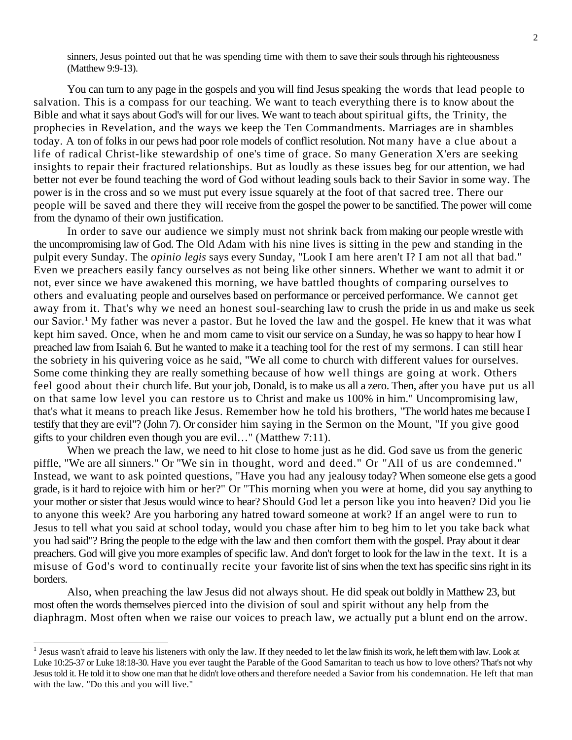sinners, Jesus pointed out that he was spending time with them to save their souls through his righteousness (Matthew 9:9-13).

You can turn to any page in the gospels and you will find Jesus speaking the words that lead people to salvation. This is a compass for our teaching. We want to teach everything there is to know about the Bible and what it says about God's will for our lives. We want to teach about spiritual gifts, the Trinity, the prophecies in Revelation, and the ways we keep the Ten Commandments. Marriages are in shambles today. A ton of folks in our pews had poor role models of conflict resolution. Not many have a clue about a life of radical Christ-like stewardship of one's time of grace. So many Generation X'ers are seeking insights to repair their fractured relationships. But as loudly as these issues beg for our attention, we had better not ever be found teaching the word of God without leading souls back to their Savior in some way. The power is in the cross and so we must put every issue squarely at the foot of that sacred tree. There our people will be saved and there they will receive from the gospel the power to be sanctified. The power will come from the dynamo of their own justification.

In order to save our audience we simply must not shrink back from making our people wrestle with the uncompromising law of God. The Old Adam with his nine lives is sitting in the pew and standing in the pulpit every Sunday. The *opinio legis* says every Sunday, "Look I am here aren't I? I am not all that bad." Even we preachers easily fancy ourselves as not being like other sinners. Whether we want to admit it or not, ever since we have awakened this morning, we have battled thoughts of comparing ourselves to others and evaluating people and ourselves based on performance or perceived performance. We cannot get away from it. That's why we need an honest soul-searching law to crush the pride in us and make us seek our Savior.[1] My father was never a pastor. But he loved the law and the gospel. He knew that it was what kept him saved. Once, when he and mom came to visit our service on a Sunday, he was so happy to hear how I preached law from Isaiah 6. But he wanted to make it a teaching tool for the rest of my sermons. I can still hear the sobriety in his quivering voice as he said, "We all come to church with different values for ourselves. Some come thinking they are really something because of how well things are going at work. Others feel good about their church life. But your job, Donald, is to make us all a zero. Then, after you have put us all on that same low level you can restore us to Christ and make us 100% in him." Uncompromising law, that's what it means to preach like Jesus. Remember how he told his brothers, "The world hates me because I testify that they are evil"? (John 7). Or consider him saying in the Sermon on the Mount, "If you give good gifts to your children even though you are evil…" (Matthew 7:11).

When we preach the law, we need to hit close to home just as he did. God save us from the generic piffle, "We are all sinners." Or "We sin in thought, word and deed." Or "All of us are condemned." Instead, we want to ask pointed questions, "Have you had any jealousy today? When someone else gets a good grade, is it hard to rejoice with him or her?" Or "This morning when you were at home, did you say anything to your mother or sister that Jesus would wince to hear? Should God let a person like you into heaven? Did you lie to anyone this week? Are you harboring any hatred toward someone at work? If an angel were to run to Jesus to tell what you said at school today, would you chase after him to beg him to let you take back what you had said"? Bring the people to the edge with the law and then comfort them with the gospel. Pray about it dear preachers. God will give you more examples of specific law. And don't forget to look for the law in the text. It is a misuse of God's word to continually recite your favorite list of sins when the text has specific sins right in its borders.

Also, when preaching the law Jesus did not always shout. He did speak out boldly in Matthew 23, but most often the words themselves pierced into the division of soul and spirit without any help from the diaphragm. Most often when we raise our voices to preach law, we actually put a blunt end on the arrow.

[1] Jesus wasn't afraid to leave his listeners with only the law. If they needed to let the law finish its work, he left them with law. Look at Luke 10:25-37 or Luke 18:18-30. Have you ever taught the Parable of the Good Samaritan to teach us how to love others? That's not why Jesus told it. He told it to show one man that he didn't love others and therefore needed a Savior from his condemnation. He left that man with the law. "Do this and you will live."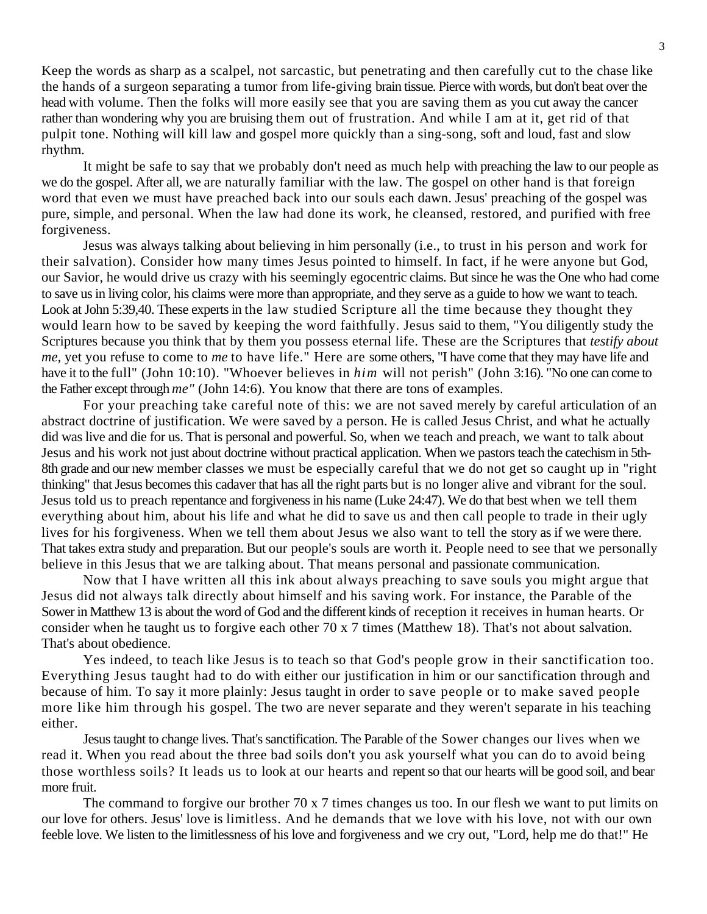Keep the words as sharp as a scalpel, not sarcastic, but penetrating and then carefully cut to the chase like the hands of a surgeon separating a tumor from life-giving brain tissue. Pierce with words, but don't beat over the head with volume. Then the folks will more easily see that you are saving them as you cut away the cancer rather than wondering why you are bruising them out of frustration. And while I am at it, get rid of that pulpit tone. Nothing will kill law and gospel more quickly than a sing-song, soft and loud, fast and slow rhythm.

It might be safe to say that we probably don't need as much help with preaching the law to our people as we do the gospel. After all, we are naturally familiar with the law. The gospel on other hand is that foreign word that even we must have preached back into our souls each dawn. Jesus' preaching of the gospel was pure, simple, and personal. When the law had done its work, he cleansed, restored, and purified with free forgiveness.

Jesus was always talking about believing in him personally (i.e., to trust in his person and work for their salvation). Consider how many times Jesus pointed to himself. In fact, if he were anyone but God, our Savior, he would drive us crazy with his seemingly egocentric claims. But since he was the One who had come to save us in living color, his claims were more than appropriate, and they serve as a guide to how we want to teach. Look at John 5:39,40. These experts in the law studied Scripture all the time because they thought they would learn how to be saved by keeping the word faithfully. Jesus said to them, "You diligently study the Scriptures because you think that by them you possess eternal life. These are the Scriptures that *testify about me,* yet you refuse to come to *me* to have life." Here are some others, "I have come that they may have life and have it to the full" (John 10:10). "Whoever believes in *him* will not perish" (John 3:16). "No one can come to the Father except through *me"* (John 14:6). You know that there are tons of examples.

For your preaching take careful note of this: we are not saved merely by careful articulation of an abstract doctrine of justification. We were saved by a person. He is called Jesus Christ, and what he actually did was live and die for us. That is personal and powerful. So, when we teach and preach, we want to talk about Jesus and his work not just about doctrine without practical application. When we pastors teach the catechism in 5th-8th grade and our new member classes we must be especially careful that we do not get so caught up in "right thinking" that Jesus becomes this cadaver that has all the right parts but is no longer alive and vibrant for the soul. Jesus told us to preach repentance and forgiveness in his name (Luke 24:47). We do that best when we tell them everything about him, about his life and what he did to save us and then call people to trade in their ugly lives for his forgiveness. When we tell them about Jesus we also want to tell the story as if we were there. That takes extra study and preparation. But our people's souls are worth it. People need to see that we personally believe in this Jesus that we are talking about. That means personal and passionate communication.

Now that I have written all this ink about always preaching to save souls you might argue that Jesus did not always talk directly about himself and his saving work. For instance, the Parable of the Sower in Matthew 13 is about the word of God and the different kinds of reception it receives in human hearts. Or consider when he taught us to forgive each other 70 x 7 times (Matthew 18). That's not about salvation. That's about obedience.

Yes indeed, to teach like Jesus is to teach so that God's people grow in their sanctification too. Everything Jesus taught had to do with either our justification in him or our sanctification through and because of him. To say it more plainly: Jesus taught in order to save people or to make saved people more like him through his gospel. The two are never separate and they weren't separate in his teaching either.

Jesus taught to change lives. That's sanctification. The Parable of the Sower changes our lives when we read it. When you read about the three bad soils don't you ask yourself what you can do to avoid being those worthless soils? It leads us to look at our hearts and repent so that our hearts will be good soil, and bear more fruit.

The command to forgive our brother 70 x 7 times changes us too. In our flesh we want to put limits on our love for others. Jesus' love is limitless. And he demands that we love with his love, not with our own feeble love. We listen to the limitlessness of his love and forgiveness and we cry out, "Lord, help me do that!" He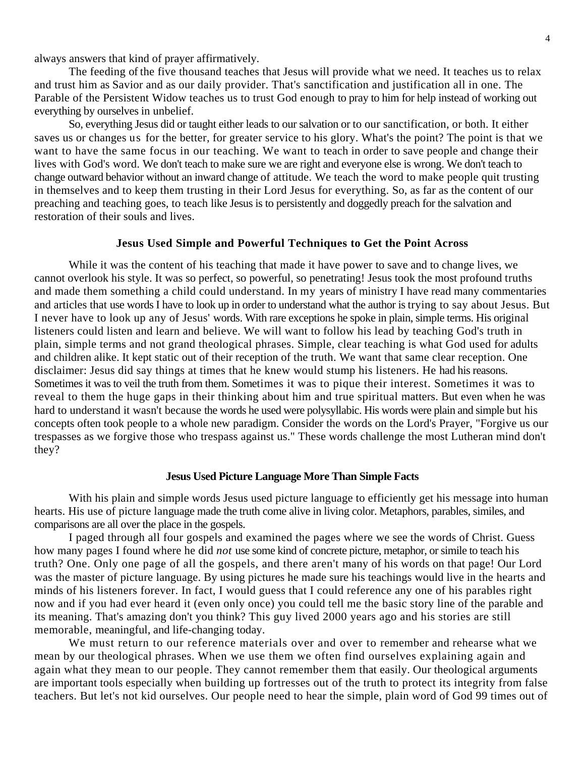always answers that kind of prayer affirmatively.

The feeding of the five thousand teaches that Jesus will provide what we need. It teaches us to relax and trust him as Savior and as our daily provider. That's sanctification and justification all in one. The Parable of the Persistent Widow teaches us to trust God enough to pray to him for help instead of working out everything by ourselves in unbelief.

So, everything Jesus did or taught either leads to our salvation or to our sanctification, or both. It either saves us or changes us for the better, for greater service to his glory. What's the point? The point is that we want to have the same focus in our teaching. We want to teach in order to save people and change their lives with God's word. We don't teach to make sure we are right and everyone else is wrong. We don't teach to change outward behavior without an inward change of attitude. We teach the word to make people quit trusting in themselves and to keep them trusting in their Lord Jesus for everything. So, as far as the content of our preaching and teaching goes, to teach like Jesus is to persistently and doggedly preach for the salvation and restoration of their souls and lives.

### Jesus Used Simple and Powerful Techniques to Get the Point Across

While it was the content of his teaching that made it have power to save and to change lives, we cannot overlook his style. It was so perfect, so powerful, so penetrating! Jesus took the most profound truths and made them something a child could understand. In my years of ministry I have read many commentaries and articles that use words I have to look up in order to understand what the author is trying to say about Jesus. But I never have to look up any of Jesus' words. With rare exceptions he spoke in plain, simple terms. His original listeners could listen and learn and believe. We will want to follow his lead by teaching God's truth in plain, simple terms and not grand theological phrases. Simple, clear teaching is what God used for adults and children alike. It kept static out of their reception of the truth. We want that same clear reception. One disclaimer: Jesus did say things at times that he knew would stump his listeners. He had his reasons. Sometimes it was to veil the truth from them. Sometimes it was to pique their interest. Sometimes it was to reveal to them the huge gaps in their thinking about him and true spiritual matters. But even when he was hard to understand it wasn't because the words he used were polysyllabic. His words were plain and simple but his concepts often took people to a whole new paradigm. Consider the words on the Lord's Prayer, "Forgive us our trespasses as we forgive those who trespass against us." These words challenge the most Lutheran mind don't they?

### Jesus Used Picture Language More Than Simple Facts

With his plain and simple words Jesus used picture language to efficiently get his message into human hearts. His use of picture language made the truth come alive in living color. Metaphors, parables, similes, and comparisons are all over the place in the gospels.

I paged through all four gospels and examined the pages where we see the words of Christ. Guess how many pages I found where he did *not* use some kind of concrete picture, metaphor, or simile to teach his truth? One. Only one page of all the gospels, and there aren't many of his words on that page! Our Lord was the master of picture language. By using pictures he made sure his teachings would live in the hearts and minds of his listeners forever. In fact, I would guess that I could reference any one of his parables right now and if you had ever heard it (even only once) you could tell me the basic story line of the parable and its meaning. That's amazing don't you think? This guy lived 2000 years ago and his stories are still memorable, meaningful, and life-changing today.

We must return to our reference materials over and over to remember and rehearse what we mean by our theological phrases. When we use them we often find ourselves explaining again and again what they mean to our people. They cannot remember them that easily. Our theological arguments are important tools especially when building up fortresses out of the truth to protect its integrity from false teachers. But let's not kid ourselves. Our people need to hear the simple, plain word of God 99 times out of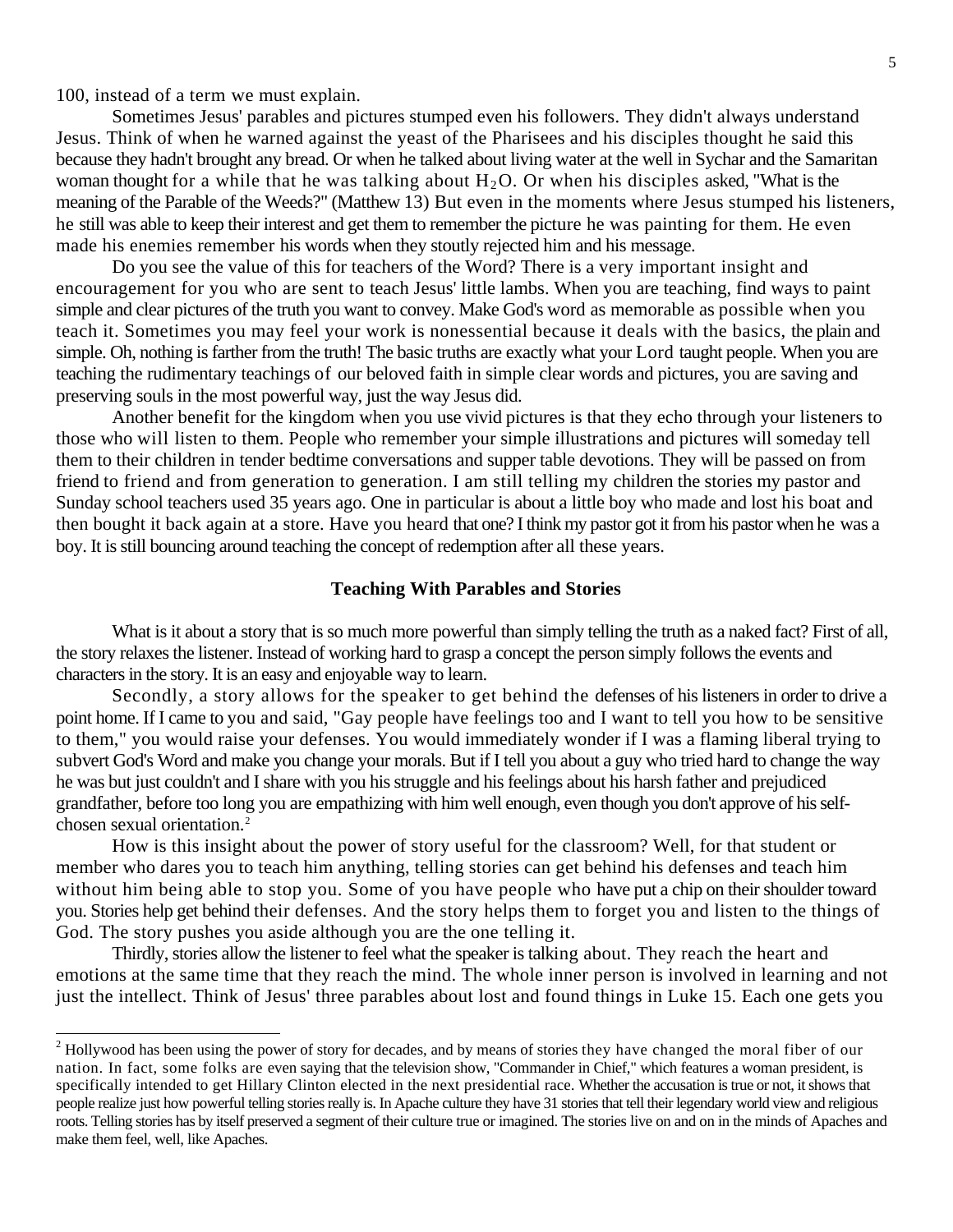100, instead of a term we must explain.

Sometimes Jesus' parables and pictures stumped even his followers. They didn't always understand Jesus. Think of when he warned against the yeast of the Pharisees and his disciples thought he said this because they hadn't brought any bread. Or when he talked about living water at the well in Sychar and the Samaritan woman thought for a while that he was talking about $H_2O$. Or when his disciples asked, "What is the meaning of the Parable of the Weeds?" (Matthew 13) But even in the moments where Jesus stumped his listeners, he still was able to keep their interest and get them to remember the picture he was painting for them. He even made his enemies remember his words when they stoutly rejected him and his message.

Do you see the value of this for teachers of the Word? There is a very important insight and encouragement for you who are sent to teach Jesus' little lambs. When you are teaching, find ways to paint simple and clear pictures of the truth you want to convey. Make God's word as memorable as possible when you teach it. Sometimes you may feel your work is nonessential because it deals with the basics, the plain and simple. Oh, nothing is farther from the truth! The basic truths are exactly what your Lord taught people. When you are teaching the rudimentary teachings of our beloved faith in simple clear words and pictures, you are saving and preserving souls in the most powerful way, just the way Jesus did.

Another benefit for the kingdom when you use vivid pictures is that they echo through your listeners to those who will listen to them. People who remember your simple illustrations and pictures will someday tell them to their children in tender bedtime conversations and supper table devotions. They will be passed on from friend to friend and from generation to generation. I am still telling my children the stories my pastor and Sunday school teachers used 35 years ago. One in particular is about a little boy who made and lost his boat and then bought it back again at a store. Have you heard that one? I think my pastor got it from his pastor when he was a boy. It is still bouncing around teaching the concept of redemption after all these years.

### Teaching With Parables and Stories

What is it about a story that is so much more powerful than simply telling the truth as a naked fact? First of all, the story relaxes the listener. Instead of working hard to grasp a concept the person simply follows the events and characters in the story. It is an easy and enjoyable way to learn.

Secondly, a story allows for the speaker to get behind the defenses of his listeners in order to drive a point home. If I came to you and said, "Gay people have feelings too and I want to tell you how to be sensitive to them," you would raise your defenses. You would immediately wonder if I was a flaming liberal trying to subvert God's Word and make you change your morals. But if I tell you about a guy who tried hard to change the way he was but just couldn't and I share with you his struggle and his feelings about his harsh father and prejudiced grandfather, before too long you are empathizing with him well enough, even though you don't approve of his self-chosen sexual orientation.[2]

How is this insight about the power of story useful for the classroom? Well, for that student or member who dares you to teach him anything, telling stories can get behind his defenses and teach him without him being able to stop you. Some of you have people who have put a chip on their shoulder toward you. Stories help get behind their defenses. And the story helps them to forget you and listen to the things of God. The story pushes you aside although you are the one telling it.

Thirdly, stories allow the listener to feel what the speaker is talking about. They reach the heart and emotions at the same time that they reach the mind. The whole inner person is involved in learning and not just the intellect. Think of Jesus' three parables about lost and found things in Luke 15. Each one gets you

---

[2] Hollywood has been using the power of story for decades, and by means of stories they have changed the moral fiber of our nation. In fact, some folks are even saying that the television show, "Commander in Chief," which features a woman president, is specifically intended to get Hillary Clinton elected in the next presidential race. Whether the accusation is true or not, it shows that people realize just how powerful telling stories really is. In Apache culture they have 31 stories that tell their legendary world view and religious roots. Telling stories has by itself preserved a segment of their culture true or imagined. The stories live on and on in the minds of Apaches and make them feel, well, like Apaches.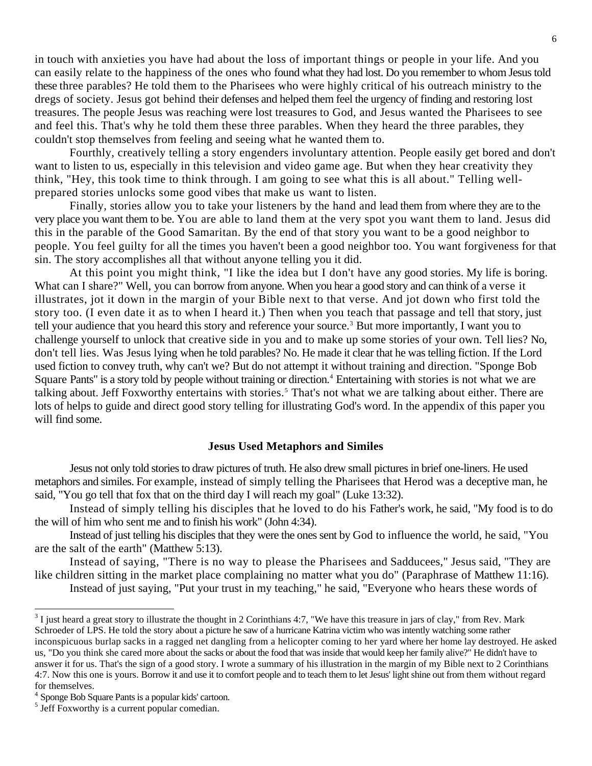in touch with anxieties you have had about the loss of important things or people in your life. And you can easily relate to the happiness of the ones who found what they had lost. Do you remember to whom Jesus told these three parables? He told them to the Pharisees who were highly critical of his outreach ministry to the dregs of society. Jesus got behind their defenses and helped them feel the urgency of finding and restoring lost treasures. The people Jesus was reaching were lost treasures to God, and Jesus wanted the Pharisees to see and feel this. That's why he told them these three parables. When they heard the three parables, they couldn't stop themselves from feeling and seeing what he wanted them to.

Fourthly, creatively telling a story engenders involuntary attention. People easily get bored and don't want to listen to us, especially in this television and video game age. But when they hear creativity they think, "Hey, this took time to think through. I am going to see what this is all about." Telling well-prepared stories unlocks some good vibes that make us want to listen.

Finally, stories allow you to take your listeners by the hand and lead them from where they are to the very place you want them to be. You are able to land them at the very spot you want them to land. Jesus did this in the parable of the Good Samaritan. By the end of that story you want to be a good neighbor to people. You feel guilty for all the times you haven't been a good neighbor too. You want forgiveness for that sin. The story accomplishes all that without anyone telling you it did.

At this point you might think, "I like the idea but I don't have any good stories. My life is boring. What can I share?" Well, you can borrow from anyone. When you hear a good story and can think of a verse it illustrates, jot it down in the margin of your Bible next to that verse. And jot down who first told the story too. (I even date it as to when I heard it.) Then when you teach that passage and tell that story, just tell your audience that you heard this story and reference your source.[3] But more importantly, I want you to challenge yourself to unlock that creative side in you and to make up some stories of your own. Tell lies? No, don't tell lies. Was Jesus lying when he told parables? No. He made it clear that he was telling fiction. If the Lord used fiction to convey truth, why can't we? But do not attempt it without training and direction. "Sponge Bob Square Pants" is a story told by people without training or direction.[4] Entertaining with stories is not what we are talking about. Jeff Foxworthy entertains with stories.[5] That's not what we are talking about either. There are lots of helps to guide and direct good story telling for illustrating God's word. In the appendix of this paper you will find some.

### Jesus Used Metaphors and Similes

Jesus not only told stories to draw pictures of truth. He also drew small pictures in brief one-liners. He used metaphors and similes. For example, instead of simply telling the Pharisees that Herod was a deceptive man, he said, "You go tell that fox that on the third day I will reach my goal" (Luke 13:32).

Instead of simply telling his disciples that he loved to do his Father's work, he said, "My food is to do the will of him who sent me and to finish his work" (John 4:34).

Instead of just telling his disciples that they were the ones sent by God to influence the world, he said, "You are the salt of the earth" (Matthew 5:13).

Instead of saying, "There is no way to please the Pharisees and Sadducees," Jesus said, "They are like children sitting in the market place complaining no matter what you do" (Paraphrase of Matthew 11:16).

Instead of just saying, "Put your trust in my teaching," he said, "Everyone who hears these words of

---

[3] I just heard a great story to illustrate the thought in 2 Corinthians 4:7, "We have this treasure in jars of clay," from Rev. Mark Schroeder of LPS. He told the story about a picture he saw of a hurricane Katrina victim who was intently watching some rather inconspicuous burlap sacks in a ragged net dangling from a helicopter coming to her yard where her home lay destroyed. He asked us, "Do you think she cared more about the sacks or about the food that was inside that would keep her family alive?" He didn't have to answer it for us. That's the sign of a good story. I wrote a summary of his illustration in the margin of my Bible next to 2 Corinthians 4:7. Now this one is yours. Borrow it and use it to comfort people and to teach them to let Jesus' light shine out from them without regard for themselves.

[4] Sponge Bob Square Pants is a popular kids' cartoon.

[5] Jeff Foxworthy is a current popular comedian.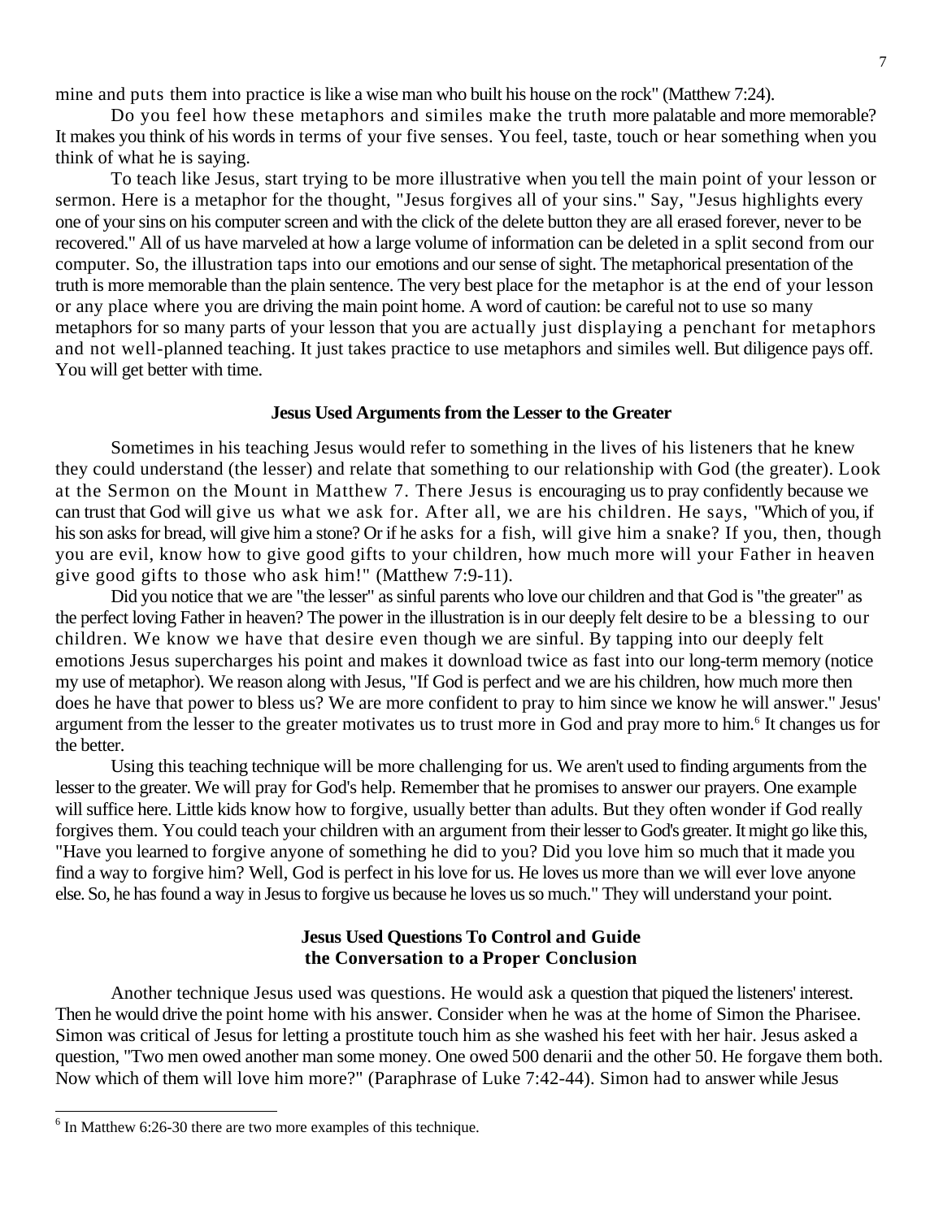mine and puts them into practice is like a wise man who built his house on the rock" (Matthew 7:24).

Do you feel how these metaphors and similes make the truth more palatable and more memorable? It makes you think of his words in terms of your five senses. You feel, taste, touch or hear something when you think of what he is saying.

To teach like Jesus, start trying to be more illustrative when you tell the main point of your lesson or sermon. Here is a metaphor for the thought, "Jesus forgives all of your sins." Say, "Jesus highlights every one of your sins on his computer screen and with the click of the delete button they are all erased forever, never to be recovered." All of us have marveled at how a large volume of information can be deleted in a split second from our computer. So, the illustration taps into our emotions and our sense of sight. The metaphorical presentation of the truth is more memorable than the plain sentence. The very best place for the metaphor is at the end of your lesson or any place where you are driving the main point home. A word of caution: be careful not to use so many metaphors for so many parts of your lesson that you are actually just displaying a penchant for metaphors and not well-planned teaching. It just takes practice to use metaphors and similes well. But diligence pays off. You will get better with time.

### Jesus Used Arguments from the Lesser to the Greater

Sometimes in his teaching Jesus would refer to something in the lives of his listeners that he knew they could understand (the lesser) and relate that something to our relationship with God (the greater). Look at the Sermon on the Mount in Matthew 7. There Jesus is encouraging us to pray confidently because we can trust that God will give us what we ask for. After all, we are his children. He says, "Which of you, if his son asks for bread, will give him a stone? Or if he asks for a fish, will give him a snake? If you, then, though you are evil, know how to give good gifts to your children, how much more will your Father in heaven give good gifts to those who ask him!" (Matthew 7:9-11).

Did you notice that we are "the lesser" as sinful parents who love our children and that God is "the greater" as the perfect loving Father in heaven? The power in the illustration is in our deeply felt desire to be a blessing to our children. We know we have that desire even though we are sinful. By tapping into our deeply felt emotions Jesus supercharges his point and makes it download twice as fast into our long-term memory (notice my use of metaphor). We reason along with Jesus, "If God is perfect and we are his children, how much more then does he have that power to bless us? We are more confident to pray to him since we know he will answer." Jesus' argument from the lesser to the greater motivates us to trust more in God and pray more to him.[6] It changes us for the better.

Using this teaching technique will be more challenging for us. We aren't used to finding arguments from the lesser to the greater. We will pray for God's help. Remember that he promises to answer our prayers. One example will suffice here. Little kids know how to forgive, usually better than adults. But they often wonder if God really forgives them. You could teach your children with an argument from their lesser to God's greater. It might go like this, "Have you learned to forgive anyone of something he did to you? Did you love him so much that it made you find a way to forgive him? Well, God is perfect in his love for us. He loves us more than we will ever love anyone else. So, he has found a way in Jesus to forgive us because he loves us so much." They will understand your point.

### Jesus Used Questions To Control and Guide the Conversation to a Proper Conclusion

Another technique Jesus used was questions. He would ask a question that piqued the listeners' interest. Then he would drive the point home with his answer. Consider when he was at the home of Simon the Pharisee. Simon was critical of Jesus for letting a prostitute touch him as she washed his feet with her hair. Jesus asked a question, "Two men owed another man some money. One owed 500 denarii and the other 50. He forgave them both. Now which of them will love him more?" (Paraphrase of Luke 7:42-44). Simon had to answer while Jesus

---

[6] In Matthew 6:26-30 there are two more examples of this technique.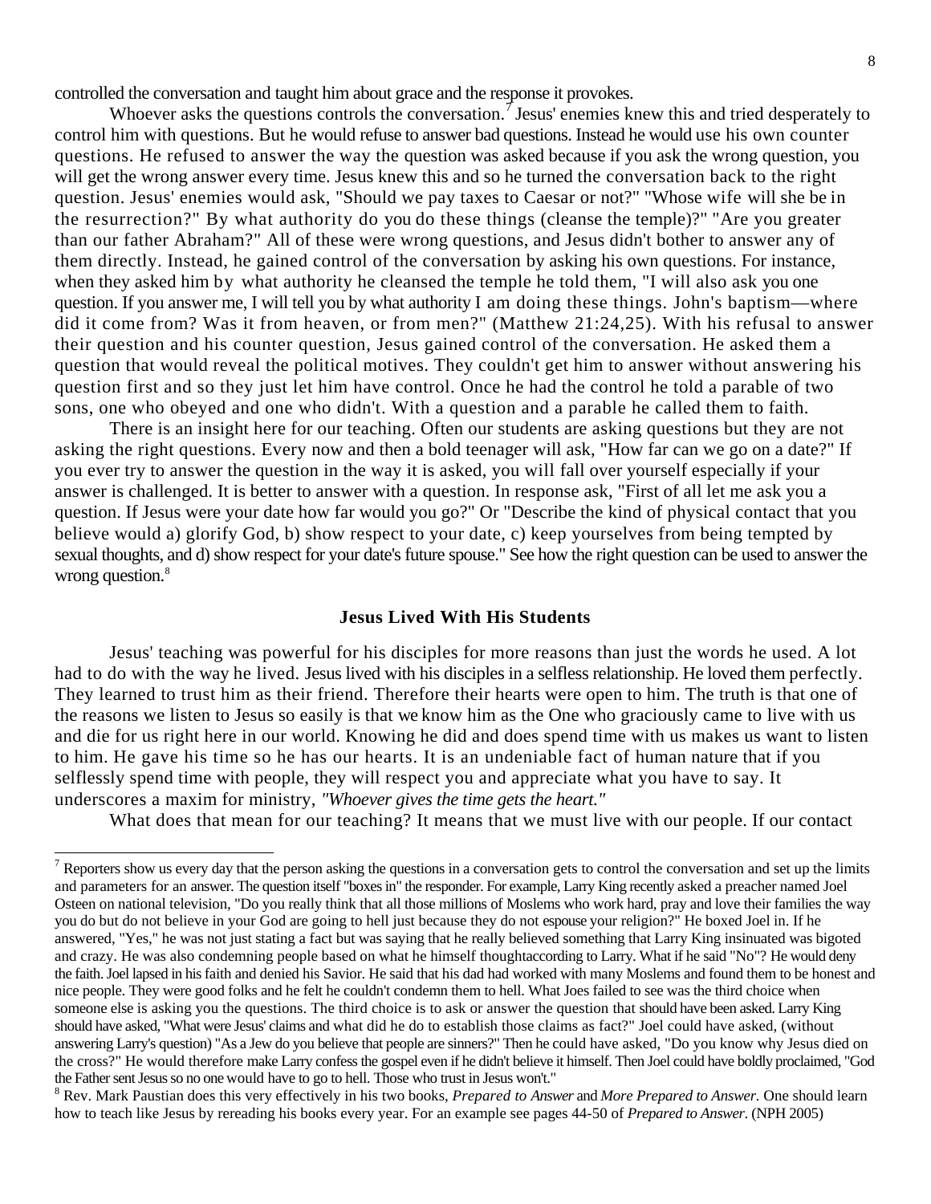controlled the conversation and taught him about grace and the response it provokes.

Whoever asks the questions controls the conversation.[7] Jesus' enemies knew this and tried desperately to control him with questions. But he would refuse to answer bad questions. Instead he would use his own counter questions. He refused to answer the way the question was asked because if you ask the wrong question, you will get the wrong answer every time. Jesus knew this and so he turned the conversation back to the right question. Jesus' enemies would ask, "Should we pay taxes to Caesar or not?" "Whose wife will she be in the resurrection?" By what authority do you do these things (cleanse the temple)?" "Are you greater than our father Abraham?" All of these were wrong questions, and Jesus didn't bother to answer any of them directly. Instead, he gained control of the conversation by asking his own questions. For instance, when they asked him by what authority he cleansed the temple he told them, "I will also ask you one question. If you answer me, I will tell you by what authority I am doing these things. John's baptism—where did it come from? Was it from heaven, or from men?" (Matthew 21:24,25). With his refusal to answer their question and his counter question, Jesus gained control of the conversation. He asked them a question that would reveal the political motives. They couldn't get him to answer without answering his question first and so they just let him have control. Once he had the control he told a parable of two sons, one who obeyed and one who didn't. With a question and a parable he called them to faith.

There is an insight here for our teaching. Often our students are asking questions but they are not asking the right questions. Every now and then a bold teenager will ask, "How far can we go on a date?" If you ever try to answer the question in the way it is asked, you will fall over yourself especially if your answer is challenged. It is better to answer with a question. In response ask, "First of all let me ask you a question. If Jesus were your date how far would you go?" Or "Describe the kind of physical contact that you believe would a) glorify God, b) show respect to your date, c) keep yourselves from being tempted by sexual thoughts, and d) show respect for your date's future spouse." See how the right question can be used to answer the wrong question.[8]

### Jesus Lived With His Students

Jesus' teaching was powerful for his disciples for more reasons than just the words he used. A lot had to do with the way he lived. Jesus lived with his disciples in a selfless relationship. He loved them perfectly. They learned to trust him as their friend. Therefore their hearts were open to him. The truth is that one of the reasons we listen to Jesus so easily is that we know him as the One who graciously came to live with us and die for us right here in our world. Knowing he did and does spend time with us makes us want to listen to him. He gave his time so he has our hearts. It is an undeniable fact of human nature that if you selflessly spend time with people, they will respect you and appreciate what you have to say. It underscores a maxim for ministry, *"Whoever gives the time gets the heart."*

What does that mean for our teaching? It means that we must live with our people. If our contact

---

[7] Reporters show us every day that the person asking the questions in a conversation gets to control the conversation and set up the limits and parameters for an answer. The question itself "boxes in" the responder. For example, Larry King recently asked a preacher named Joel Osteen on national television, "Do you really think that all those millions of Moslems who work hard, pray and love their families the way you do but do not believe in your God are going to hell just because they do not espouse your religion?" He boxed Joel in. If he answered, "Yes," he was not just stating a fact but was saying that he really believed something that Larry King insinuated was bigoted and crazy. He was also condemning people based on what he himself thoughtaccording to Larry. What if he said "No"? He would deny the faith. Joel lapsed in his faith and denied his Savior. He said that his dad had worked with many Moslems and found them to be honest and nice people. They were good folks and he felt he couldn't condemn them to hell. What Joes failed to see was the third choice when someone else is asking you the questions. The third choice is to ask or answer the question that should have been asked. Larry King should have asked, "What were Jesus' claims and what did he do to establish those claims as fact?" Joel could have asked, (without answering Larry's question) "As a Jew do you believe that people are sinners?" Then he could have asked, "Do you know why Jesus died on the cross?" He would therefore make Larry confess the gospel even if he didn't believe it himself. Then Joel could have boldly proclaimed, "God the Father sent Jesus so no one would have to go to hell. Those who trust in Jesus won't."

[8] Rev. Mark Paustian does this very effectively in his two books, *Prepared to Answer* and *More Prepared to Answer.* One should learn how to teach like Jesus by rereading his books every year. For an example see pages 44-50 of *Prepared to Answer*. (NPH 2005)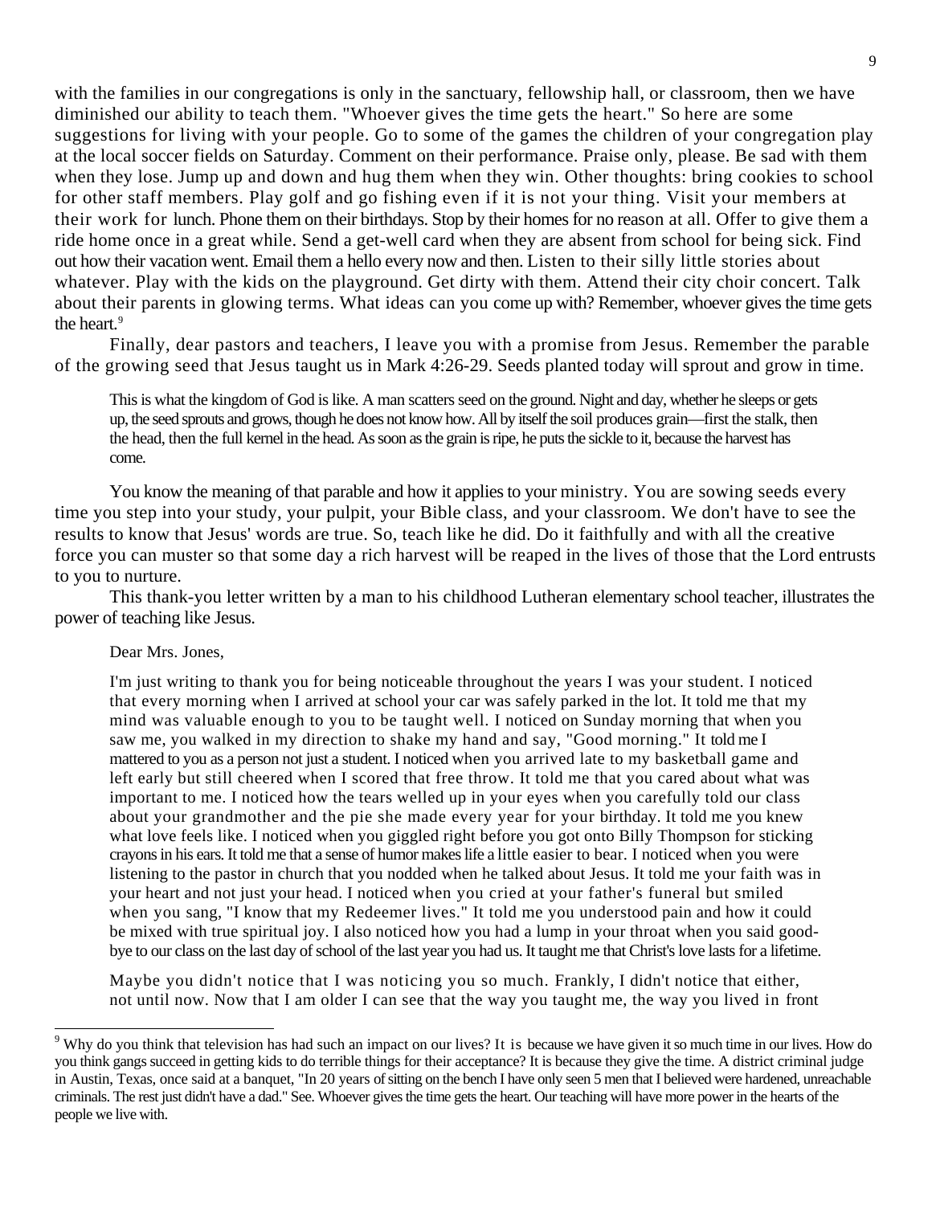with the families in our congregations is only in the sanctuary, fellowship hall, or classroom, then we have diminished our ability to teach them. "Whoever gives the time gets the heart." So here are some suggestions for living with your people. Go to some of the games the children of your congregation play at the local soccer fields on Saturday. Comment on their performance. Praise only, please. Be sad with them when they lose. Jump up and down and hug them when they win. Other thoughts: bring cookies to school for other staff members. Play golf and go fishing even if it is not your thing. Visit your members at their work for lunch. Phone them on their birthdays. Stop by their homes for no reason at all. Offer to give them a ride home once in a great while. Send a get-well card when they are absent from school for being sick. Find out how their vacation went. Email them a hello every now and then. Listen to their silly little stories about whatever. Play with the kids on the playground. Get dirty with them. Attend their city choir concert. Talk about their parents in glowing terms. What ideas can you come up with? Remember, whoever gives the time gets the heart.[9]

Finally, dear pastors and teachers, I leave you with a promise from Jesus. Remember the parable of the growing seed that Jesus taught us in Mark 4:26-29. Seeds planted today will sprout and grow in time.

> This is what the kingdom of God is like. A man scatters seed on the ground. Night and day, whether he sleeps or gets up, the seed sprouts and grows, though he does not know how. All by itself the soil produces grain—first the stalk, then the head, then the full kernel in the head. As soon as the grain is ripe, he puts the sickle to it, because the harvest has come.

You know the meaning of that parable and how it applies to your ministry. You are sowing seeds every time you step into your study, your pulpit, your Bible class, and your classroom. We don't have to see the results to know that Jesus' words are true. So, teach like he did. Do it faithfully and with all the creative force you can muster so that some day a rich harvest will be reaped in the lives of those that the Lord entrusts to you to nurture.

This thank-you letter written by a man to his childhood Lutheran elementary school teacher, illustrates the power of teaching like Jesus.

> Dear Mrs. Jones,
>
> I'm just writing to thank you for being noticeable throughout the years I was your student. I noticed that every morning when I arrived at school your car was safely parked in the lot. It told me that my mind was valuable enough to you to be taught well. I noticed on Sunday morning that when you saw me, you walked in my direction to shake my hand and say, "Good morning." It told me I mattered to you as a person not just a student. I noticed when you arrived late to my basketball game and left early but still cheered when I scored that free throw. It told me that you cared about what was important to me. I noticed how the tears welled up in your eyes when you carefully told our class about your grandmother and the pie she made every year for your birthday. It told me you knew what love feels like. I noticed when you giggled right before you got onto Billy Thompson for sticking crayons in his ears. It told me that a sense of humor makes life a little easier to bear. I noticed when you were listening to the pastor in church that you nodded when he talked about Jesus. It told me your faith was in your heart and not just your head. I noticed when you cried at your father's funeral but smiled when you sang, "I know that my Redeemer lives." It told me you understood pain and how it could be mixed with true spiritual joy. I also noticed how you had a lump in your throat when you said good-bye to our class on the last day of school of the last year you had us. It taught me that Christ's love lasts for a lifetime.
>
> Maybe you didn't notice that I was noticing you so much. Frankly, I didn't notice that either, not until now. Now that I am older I can see that the way you taught me, the way you lived in front

---

[9] Why do you think that television has had such an impact on our lives? It is because we have given it so much time in our lives. How do you think gangs succeed in getting kids to do terrible things for their acceptance? It is because they give the time. A district criminal judge in Austin, Texas, once said at a banquet, "In 20 years of sitting on the bench I have only seen 5 men that I believed were hardened, unreachable criminals. The rest just didn't have a dad." See. Whoever gives the time gets the heart. Our teaching will have more power in the hearts of the people we live with.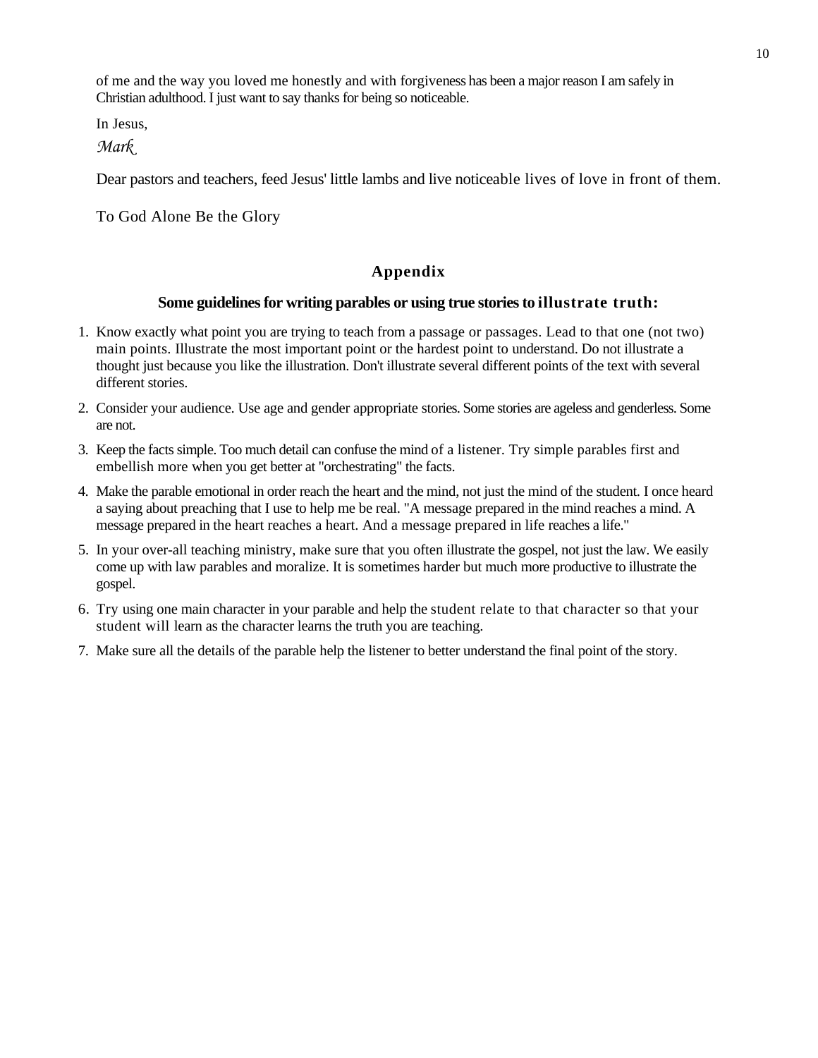of me and the way you loved me honestly and with forgiveness has been a major reason I am safely in Christian adulthood. I just want to say thanks for being so noticeable.

In Jesus,

*Mark*

Dear pastors and teachers, feed Jesus' little lambs and live noticeable lives of love in front of them.

To God Alone Be the Glory

## Appendix

### Some guidelines for writing parables or using true stories to illustrate truth:

1. Know exactly what point you are trying to teach from a passage or passages. Lead to that one (not two) main points. Illustrate the most important point or the hardest point to understand. Do not illustrate a thought just because you like the illustration. Don't illustrate several different points of the text with several different stories.
2. Consider your audience. Use age and gender appropriate stories. Some stories are ageless and genderless. Some are not.
3. Keep the facts simple. Too much detail can confuse the mind of a listener. Try simple parables first and embellish more when you get better at "orchestrating" the facts.
4. Make the parable emotional in order reach the heart and the mind, not just the mind of the student. I once heard a saying about preaching that I use to help me be real. "A message prepared in the mind reaches a mind. A message prepared in the heart reaches a heart. And a message prepared in life reaches a life."
5. In your over-all teaching ministry, make sure that you often illustrate the gospel, not just the law. We easily come up with law parables and moralize. It is sometimes harder but much more productive to illustrate the gospel.
6. Try using one main character in your parable and help the student relate to that character so that your student will learn as the character learns the truth you are teaching.
7. Make sure all the details of the parable help the listener to better understand the final point of the story.